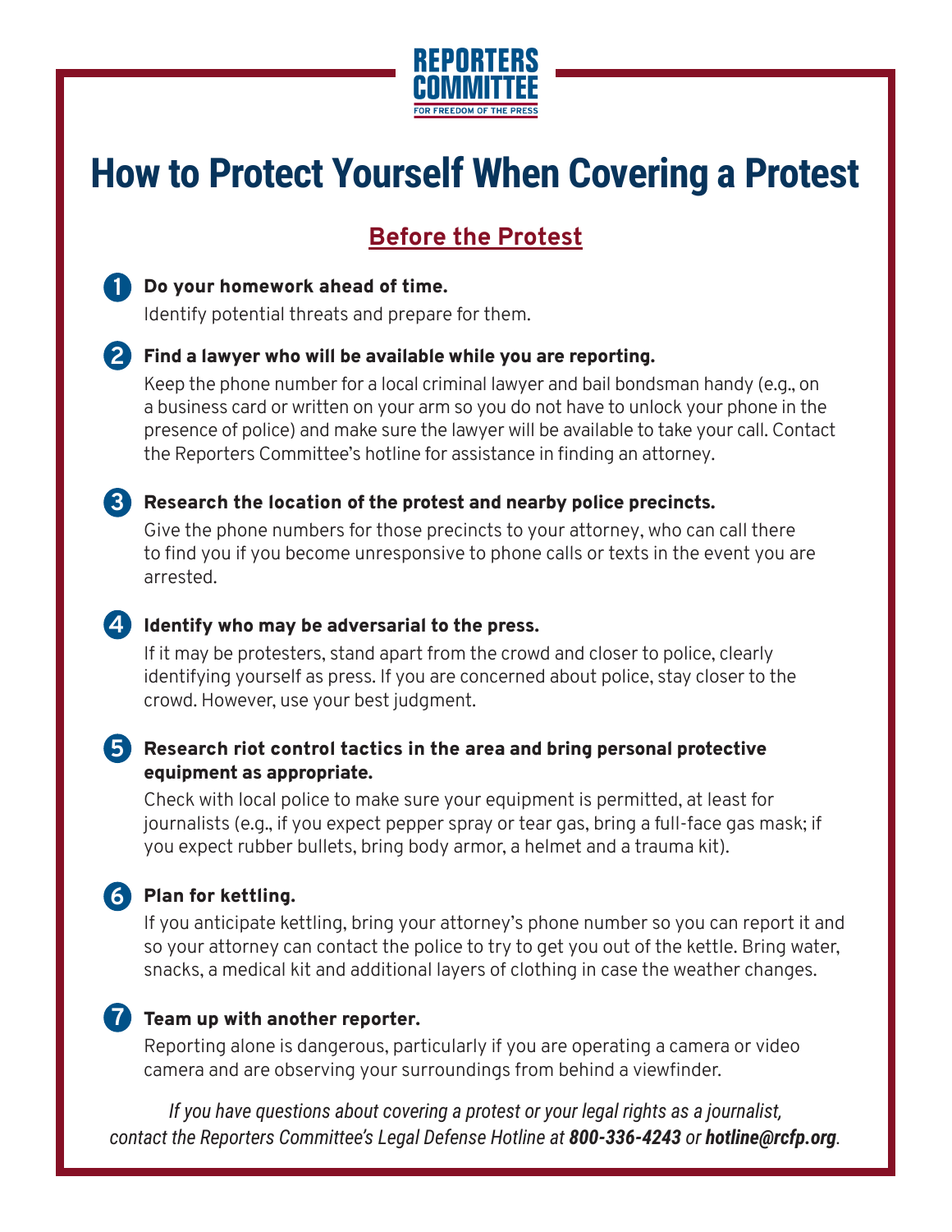REPORTERS COMMITTEE FOR FREEDOM OF THE PRESS

# How to Protect Yourself When Covering a Protest

## Before the Protest

1. **Do your homework ahead of time.**
   Identify potential threats and prepare for them.

2. **Find a lawyer who will be available while you are reporting.**
   Keep the phone number for a local criminal lawyer and bail bondsman handy (e.g., on a business card or written on your arm so you do not have to unlock your phone in the presence of police) and make sure the lawyer will be available to take your call. Contact the Reporters Committee's hotline for assistance in finding an attorney.

3. **Research the location of the protest and nearby police precincts.**
   Give the phone numbers for those precincts to your attorney, who can call there to find you if you become unresponsive to phone calls or texts in the event you are arrested.

4. **Identify who may be adversarial to the press.**
   If it may be protesters, stand apart from the crowd and closer to police, clearly identifying yourself as press. If you are concerned about police, stay closer to the crowd. However, use your best judgment.

5. **Research riot control tactics in the area and bring personal protective equipment as appropriate.**
   Check with local police to make sure your equipment is permitted, at least for journalists (e.g., if you expect pepper spray or tear gas, bring a full-face gas mask; if you expect rubber bullets, bring body armor, a helmet and a trauma kit).

6. **Plan for kettling.**
   If you anticipate kettling, bring your attorney's phone number so you can report it and so your attorney can contact the police to try to get you out of the kettle. Bring water, snacks, a medical kit and additional layers of clothing in case the weather changes.

7. **Team up with another reporter.**
   Reporting alone is dangerous, particularly if you are operating a camera or video camera and are observing your surroundings from behind a viewfinder.

*If you have questions about covering a protest or your legal rights as a journalist, contact the Reporters Committee's Legal Defense Hotline at **800-336-4243** or **hotline@rcfp.org**.*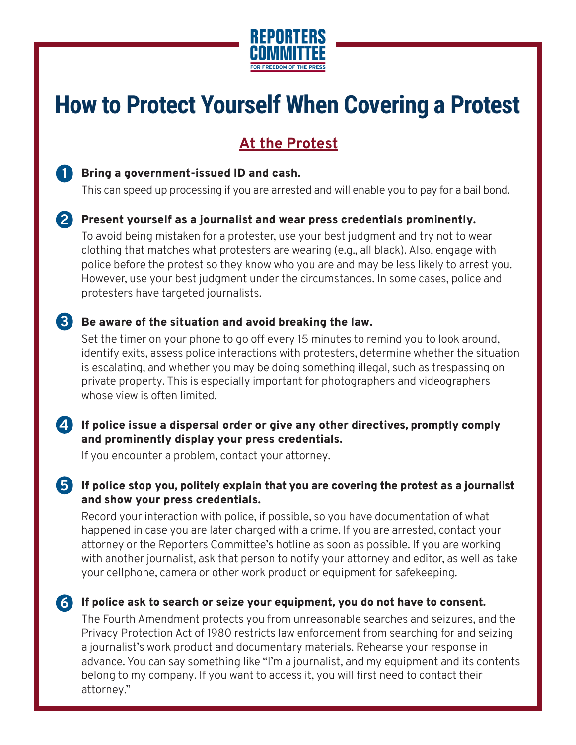REPORTERS COMMITTEE FOR FREEDOM OF THE PRESS

# How to Protect Yourself When Covering a Protest

## At the Protest

1. **Bring a government-issued ID and cash.**
   This can speed up processing if you are arrested and will enable you to pay for a bail bond.

2. **Present yourself as a journalist and wear press credentials prominently.**
   To avoid being mistaken for a protester, use your best judgment and try not to wear clothing that matches what protesters are wearing (e.g., all black). Also, engage with police before the protest so they know who you are and may be less likely to arrest you. However, use your best judgment under the circumstances. In some cases, police and protesters have targeted journalists.

3. **Be aware of the situation and avoid breaking the law.**
   Set the timer on your phone to go off every 15 minutes to remind you to look around, identify exits, assess police interactions with protesters, determine whether the situation is escalating, and whether you may be doing something illegal, such as trespassing on private property. This is especially important for photographers and videographers whose view is often limited.

4. **If police issue a dispersal order or give any other directives, promptly comply and prominently display your press credentials.**
   If you encounter a problem, contact your attorney.

5. **If police stop you, politely explain that you are covering the protest as a journalist and show your press credentials.**
   Record your interaction with police, if possible, so you have documentation of what happened in case you are later charged with a crime. If you are arrested, contact your attorney or the Reporters Committee's hotline as soon as possible. If you are working with another journalist, ask that person to notify your attorney and editor, as well as take your cellphone, camera or other work product or equipment for safekeeping.

6. **If police ask to search or seize your equipment, you do not have to consent.**
   The Fourth Amendment protects you from unreasonable searches and seizures, and the Privacy Protection Act of 1980 restricts law enforcement from searching for and seizing a journalist's work product and documentary materials. Rehearse your response in advance. You can say something like "I'm a journalist, and my equipment and its contents belong to my company. If you want to access it, you will first need to contact their attorney."